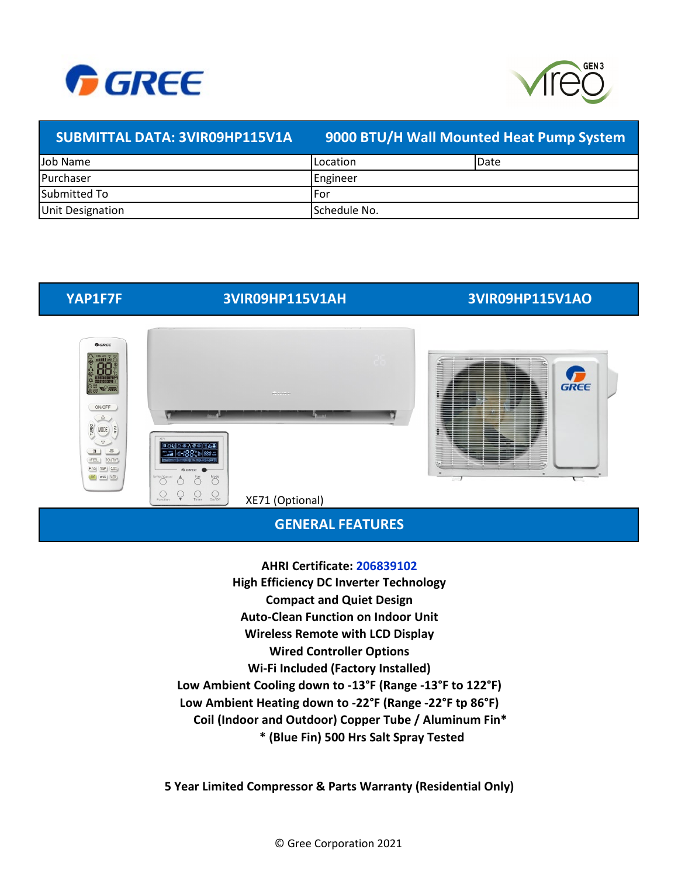| SUBMITTAL DATA: 3VIR09HP115V1A | 9000 BTU/H Wall Mounted Heat Pump System | |
|---|---|---|
| Job Name | Location | Date |
| Purchaser | Engineer | |
| Submitted To | For | |
| Unit Designation | Schedule No. | |

| YAP1F7F | 3VIR09HP115V1AH | 3VIR09HP115V1AO |
|---|---|---|

XE71 (Optional)

## GENERAL FEATURES

**AHRI Certificate: 206839102**

**High Efficiency DC Inverter Technology**

**Compact and Quiet Design**

**Auto-Clean Function on Indoor Unit**

**Wireless Remote with LCD Display**

**Wired Controller Options**

**Wi-Fi Included (Factory Installed)**

**Low Ambient Cooling down to -13°F (Range -13°F to 122°F)**

**Low Ambient Heating down to -22°F (Range -22°F tp 86°F)**

**Coil (Indoor and Outdoor) Copper Tube / Aluminum Fin***

**\* (Blue Fin) 500 Hrs Salt Spray Tested**

**5 Year Limited Compressor & Parts Warranty (Residential Only)**

© Gree Corporation 2021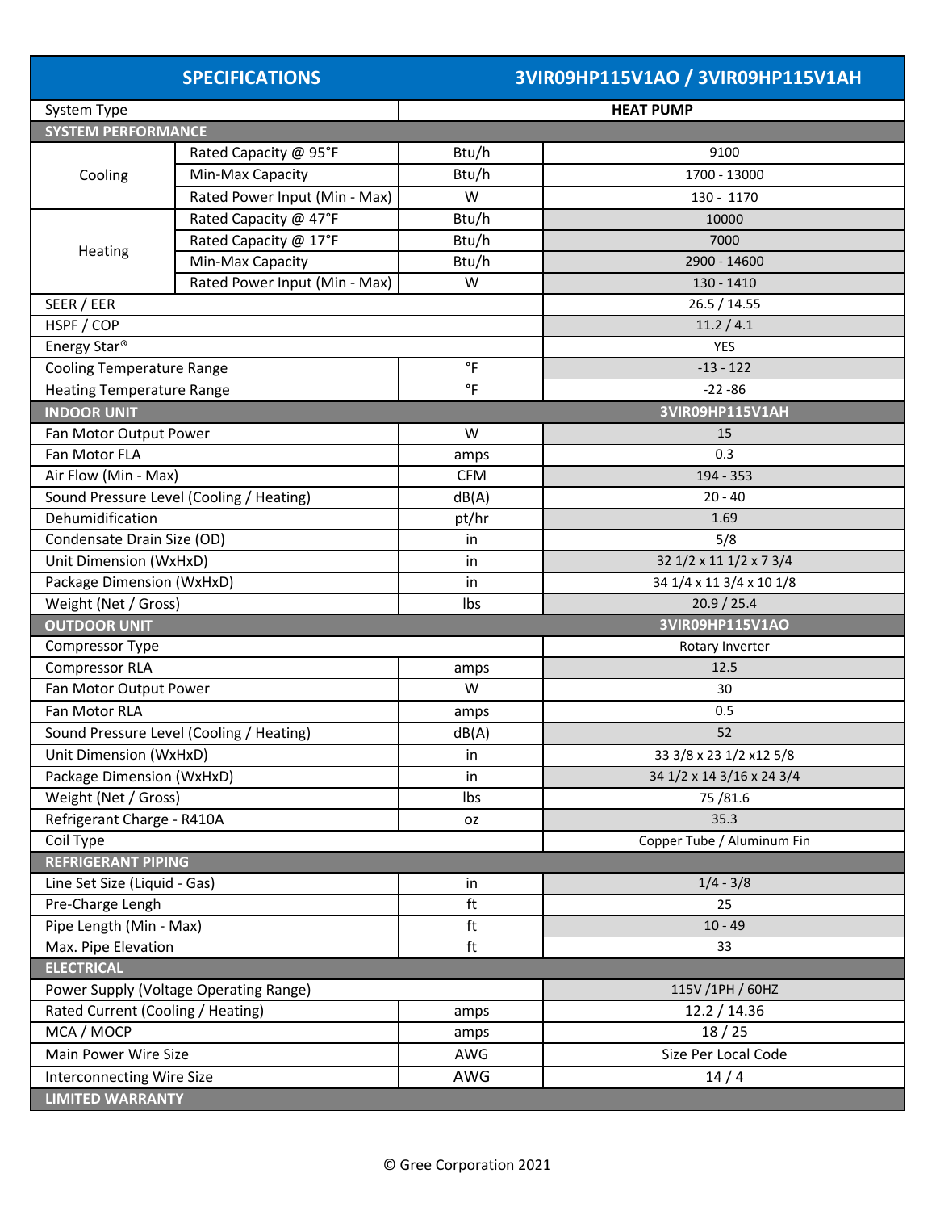| SPECIFICATIONS | | | 3VIR09HP115V1AO / 3VIR09HP115V1AH |
|---|---|---|---|
| System Type | | | HEAT PUMP |
| **SYSTEM PERFORMANCE** | | | |
| Cooling | Rated Capacity @ 95°F | Btu/h | 9100 |
| | Min-Max Capacity | Btu/h | 1700 - 13000 |
| | Rated Power Input (Min - Max) | W | 130 - 1170 |
| Heating | Rated Capacity @ 47°F | Btu/h | 10000 |
| | Rated Capacity @ 17°F | Btu/h | 7000 |
| | Min-Max Capacity | Btu/h | 2900 - 14600 |
| | Rated Power Input (Min - Max) | W | 130 - 1410 |
| SEER / EER | | | 26.5 / 14.55 |
| HSPF / COP | | | 11.2 / 4.1 |
| Energy Star® | | | YES |
| Cooling Temperature Range | | °F | -13 - 122 |
| Heating Temperature Range | | °F | -22 -86 |
| **INDOOR UNIT** | | | **3VIR09HP115V1AH** |
| Fan Motor Output Power | | W | 15 |
| Fan Motor FLA | | amps | 0.3 |
| Air Flow (Min - Max) | | CFM | 194 - 353 |
| Sound Pressure Level (Cooling / Heating) | | dB(A) | 20 - 40 |
| Dehumidification | | pt/hr | 1.69 |
| Condensate Drain Size (OD) | | in | 5/8 |
| Unit Dimension (WxHxD) | | in | 32 1/2 x 11 1/2 x 7 3/4 |
| Package Dimension (WxHxD) | | in | 34 1/4 x 11 3/4 x 10 1/8 |
| Weight (Net / Gross) | | lbs | 20.9 / 25.4 |
| **OUTDOOR UNIT** | | | **3VIR09HP115V1AO** |
| Compressor Type | | | Rotary Inverter |
| Compressor RLA | | amps | 12.5 |
| Fan Motor Output Power | | W | 30 |
| Fan Motor RLA | | amps | 0.5 |
| Sound Pressure Level (Cooling / Heating) | | dB(A) | 52 |
| Unit Dimension (WxHxD) | | in | 33 3/8 x 23 1/2 x12 5/8 |
| Package Dimension (WxHxD) | | in | 34 1/2 x 14 3/16 x 24 3/4 |
| Weight (Net / Gross) | | lbs | 75 /81.6 |
| Refrigerant Charge - R410A | | oz | 35.3 |
| Coil Type | | | Copper Tube / Aluminum Fin |
| **REFRIGERANT PIPING** | | | |
| Line Set Size (Liquid - Gas) | | in | 1/4 - 3/8 |
| Pre-Charge Lengh | | ft | 25 |
| Pipe Length (Min - Max) | | ft | 10 - 49 |
| Max. Pipe Elevation | | ft | 33 |
| **ELECTRICAL** | | | |
| Power Supply (Voltage Operating Range) | | | 115V /1PH / 60HZ |
| Rated Current (Cooling / Heating) | | amps | 12.2 / 14.36 |
| MCA / MOCP | | amps | 18 / 25 |
| Main Power Wire Size | | AWG | Size Per Local Code |
| Interconnecting Wire Size | | AWG | 14 / 4 |
| **LIMITED WARRANTY** | | | |

© Gree Corporation 2021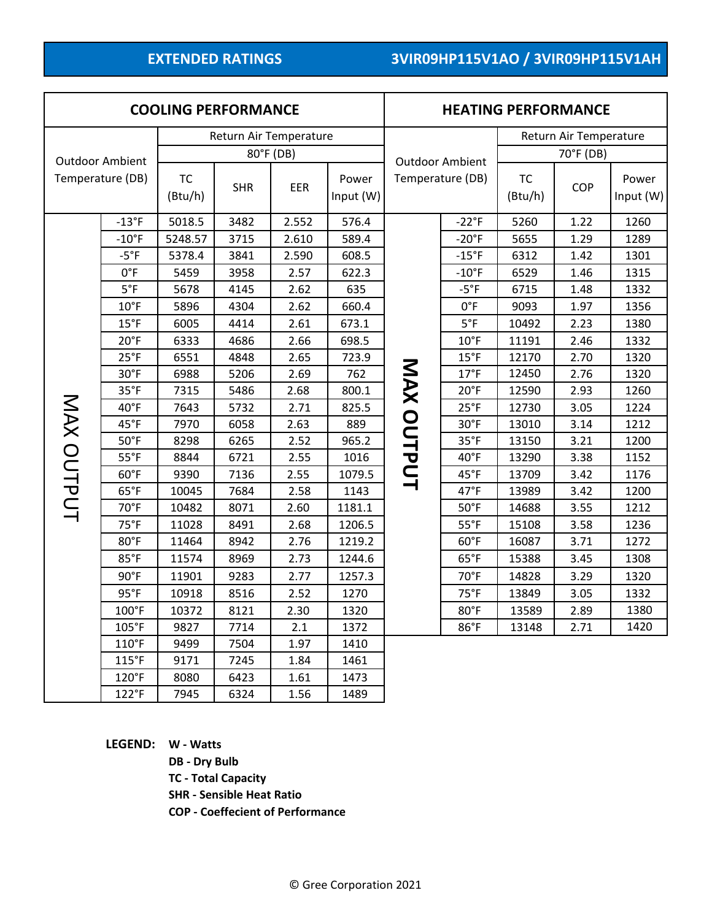## EXTENDED RATINGS 3VIR09HP115V1AO / 3VIR09HP115V1AH

### COOLING PERFORMANCE

| | Outdoor Ambient Temperature (DB) | Return Air Temperature 80°F (DB) | | | |
|---|---|---|---|---|---|
| | | TC (Btu/h) | SHR | EER | Power Input (W) |
| MAX OUTPUT | -13°F | 5018.5 | 3482 | 2.552 | 576.4 |
| | -10°F | 5248.57 | 3715 | 2.610 | 589.4 |
| | -5°F | 5378.4 | 3841 | 2.590 | 608.5 |
| | 0°F | 5459 | 3958 | 2.57 | 622.3 |
| | 5°F | 5678 | 4145 | 2.62 | 635 |
| | 10°F | 5896 | 4304 | 2.62 | 660.4 |
| | 15°F | 6005 | 4414 | 2.61 | 673.1 |
| | 20°F | 6333 | 4686 | 2.66 | 698.5 |
| | 25°F | 6551 | 4848 | 2.65 | 723.9 |
| | 30°F | 6988 | 5206 | 2.69 | 762 |
| | 35°F | 7315 | 5486 | 2.68 | 800.1 |
| | 40°F | 7643 | 5732 | 2.71 | 825.5 |
| | 45°F | 7970 | 6058 | 2.63 | 889 |
| | 50°F | 8298 | 6265 | 2.52 | 965.2 |
| | 55°F | 8844 | 6721 | 2.55 | 1016 |
| | 60°F | 9390 | 7136 | 2.55 | 1079.5 |
| | 65°F | 10045 | 7684 | 2.58 | 1143 |
| | 70°F | 10482 | 8071 | 2.60 | 1181.1 |
| | 75°F | 11028 | 8491 | 2.68 | 1206.5 |
| | 80°F | 11464 | 8942 | 2.76 | 1219.2 |
| | 85°F | 11574 | 8969 | 2.73 | 1244.6 |
| | 90°F | 11901 | 9283 | 2.77 | 1257.3 |
| | 95°F | 10918 | 8516 | 2.52 | 1270 |
| | 100°F | 10372 | 8121 | 2.30 | 1320 |
| | 105°F | 9827 | 7714 | 2.1 | 1372 |
| | 110°F | 9499 | 7504 | 1.97 | 1410 |
| | 115°F | 9171 | 7245 | 1.84 | 1461 |
| | 120°F | 8080 | 6423 | 1.61 | 1473 |
| | 122°F | 7945 | 6324 | 1.56 | 1489 |

### HEATING PERFORMANCE

| | Outdoor Ambient Temperature (DB) | Return Air Temperature 70°F (DB) | | |
|---|---|---|---|---|
| | | TC (Btu/h) | COP | Power Input (W) |
| MAX OUTPUT | -22°F | 5260 | 1.22 | 1260 |
| | -20°F | 5655 | 1.29 | 1289 |
| | -15°F | 6312 | 1.42 | 1301 |
| | -10°F | 6529 | 1.46 | 1315 |
| | -5°F | 6715 | 1.48 | 1332 |
| | 0°F | 9093 | 1.97 | 1356 |
| | 5°F | 10492 | 2.23 | 1380 |
| | 10°F | 11191 | 2.46 | 1332 |
| | 15°F | 12170 | 2.70 | 1320 |
| | 17°F | 12450 | 2.76 | 1320 |
| | 20°F | 12590 | 2.93 | 1260 |
| | 25°F | 12730 | 3.05 | 1224 |
| | 30°F | 13010 | 3.14 | 1212 |
| | 35°F | 13150 | 3.21 | 1200 |
| | 40°F | 13290 | 3.38 | 1152 |
| | 45°F | 13709 | 3.42 | 1176 |
| | 47°F | 13989 | 3.42 | 1200 |
| | 50°F | 14688 | 3.55 | 1212 |
| | 55°F | 15108 | 3.58 | 1236 |
| | 60°F | 16087 | 3.71 | 1272 |
| | 65°F | 15388 | 3.45 | 1308 |
| | 70°F | 14828 | 3.29 | 1320 |
| | 75°F | 13849 | 3.05 | 1332 |
| | 80°F | 13589 | 2.89 | 1380 |
| | 86°F | 13148 | 2.71 | 1420 |

**LEGEND:**
- **W - Watts**
- **DB - Dry Bulb**
- **TC - Total Capacity**
- **SHR - Sensible Heat Ratio**
- **COP - Coeffecient of Performance**

© Gree Corporation 2021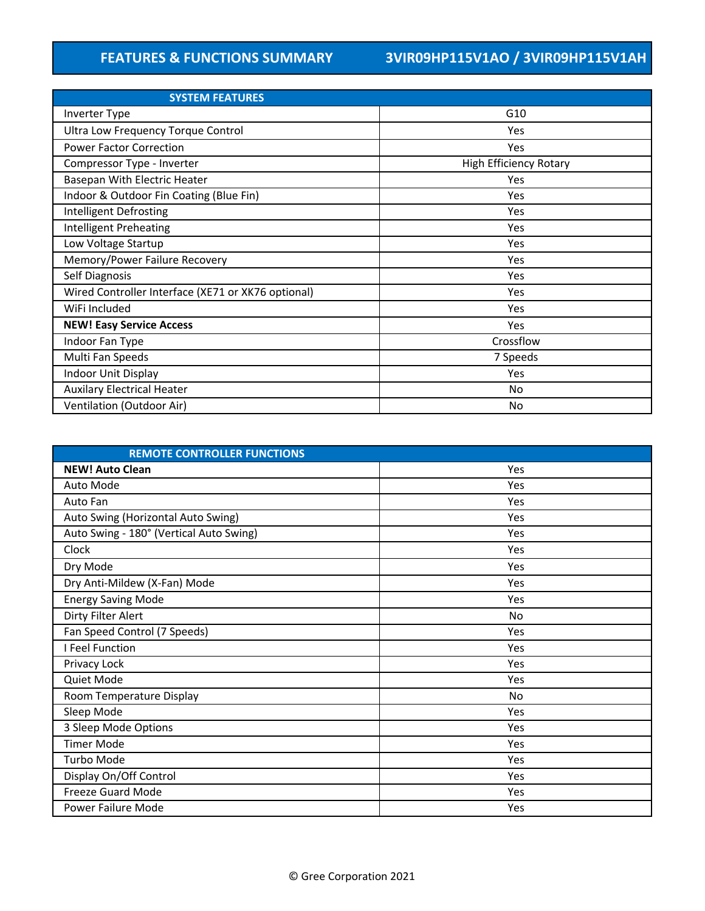# FEATURES & FUNCTIONS SUMMARY 3VIR09HP115V1AO / 3VIR09HP115V1AH

| SYSTEM FEATURES | |
|---|---|
| Inverter Type | G10 |
| Ultra Low Frequency Torque Control | Yes |
| Power Factor Correction | Yes |
| Compressor Type - Inverter | High Efficiency Rotary |
| Basepan With Electric Heater | Yes |
| Indoor & Outdoor Fin Coating (Blue Fin) | Yes |
| Intelligent Defrosting | Yes |
| Intelligent Preheating | Yes |
| Low Voltage Startup | Yes |
| Memory/Power Failure Recovery | Yes |
| Self Diagnosis | Yes |
| Wired Controller Interface (XE71 or XK76 optional) | Yes |
| WiFi Included | Yes |
| **NEW! Easy Service Access** | Yes |
| Indoor Fan Type | Crossflow |
| Multi Fan Speeds | 7 Speeds |
| Indoor Unit Display | Yes |
| Auxilary Electrical Heater | No |
| Ventilation (Outdoor Air) | No |

| REMOTE CONTROLLER FUNCTIONS | |
|---|---|
| **NEW! Auto Clean** | Yes |
| Auto Mode | Yes |
| Auto Fan | Yes |
| Auto Swing (Horizontal Auto Swing) | Yes |
| Auto Swing - 180° (Vertical Auto Swing) | Yes |
| Clock | Yes |
| Dry Mode | Yes |
| Dry Anti-Mildew (X-Fan) Mode | Yes |
| Energy Saving Mode | Yes |
| Dirty Filter Alert | No |
| Fan Speed Control (7 Speeds) | Yes |
| I Feel Function | Yes |
| Privacy Lock | Yes |
| Quiet Mode | Yes |
| Room Temperature Display | No |
| Sleep Mode | Yes |
| 3 Sleep Mode Options | Yes |
| Timer Mode | Yes |
| Turbo Mode | Yes |
| Display On/Off Control | Yes |
| Freeze Guard Mode | Yes |
| Power Failure Mode | Yes |

© Gree Corporation 2021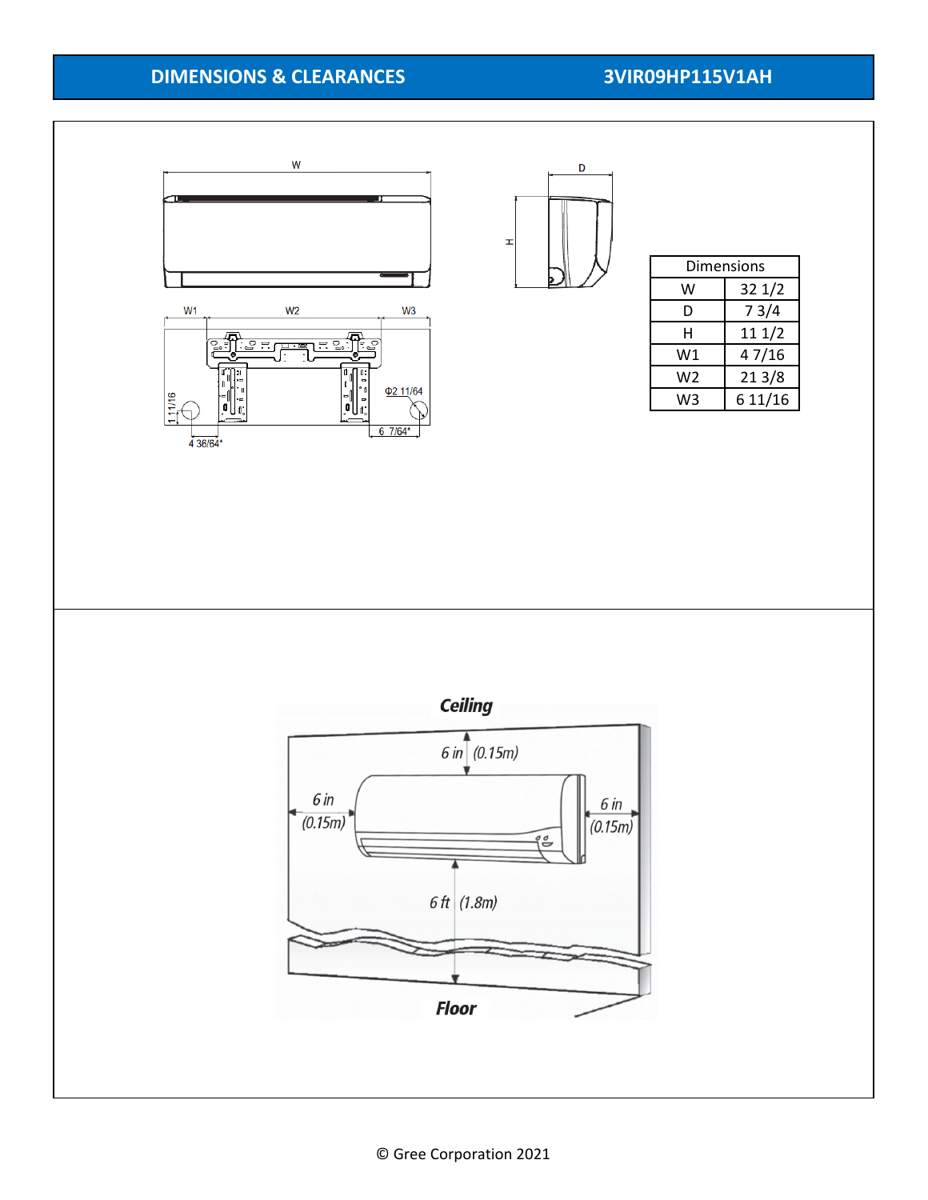## DIMENSIONS & CLEARANCES

## 3VIR09HP115V1AH

| Dimensions | |
|---|---|
| W | 32 1/2 |
| D | 7 3/4 |
| H | 11 1/2 |
| W1 | 4 7/16 |
| W2 | 21 3/8 |
| W3 | 6 11/16 |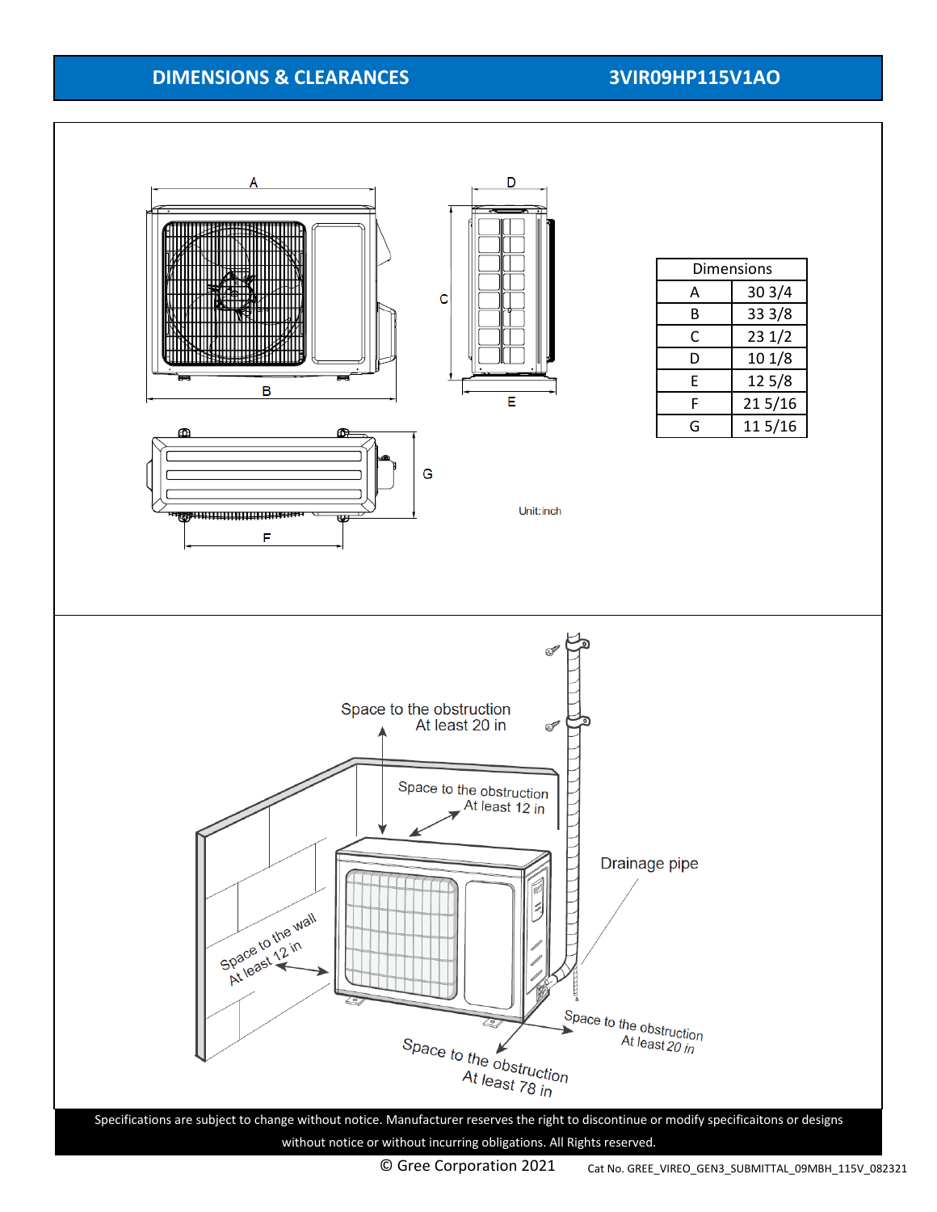## DIMENSIONS & CLEARANCES

## 3VIR09HP115V1AO

A

D

C

B

E

G

F

Unit:inch

| Dimensions | |
|---|---|
| A | 30 3/4 |
| B | 33 3/8 |
| C | 23 1/2 |
| D | 10 1/8 |
| E | 12 5/8 |
| F | 21 5/16 |
| G | 11 5/16 |

Space to the obstruction
At least 20 in

Space to the obstruction
At least 12 in

Drainage pipe

Space to the wall
At least 12 in

Space to the obstruction
At least 20 in

Space to the obstruction
At least 78 in

Specifications are subject to change without notice. Manufacturer reserves the right to discontinue or modify specificaitons or designs without notice or without incurring obligations. All Rights reserved.

© Gree Corporation 2021

Cat No. GREE_VIREO_GEN3_SUBMITTAL_09MBH_115V_082321